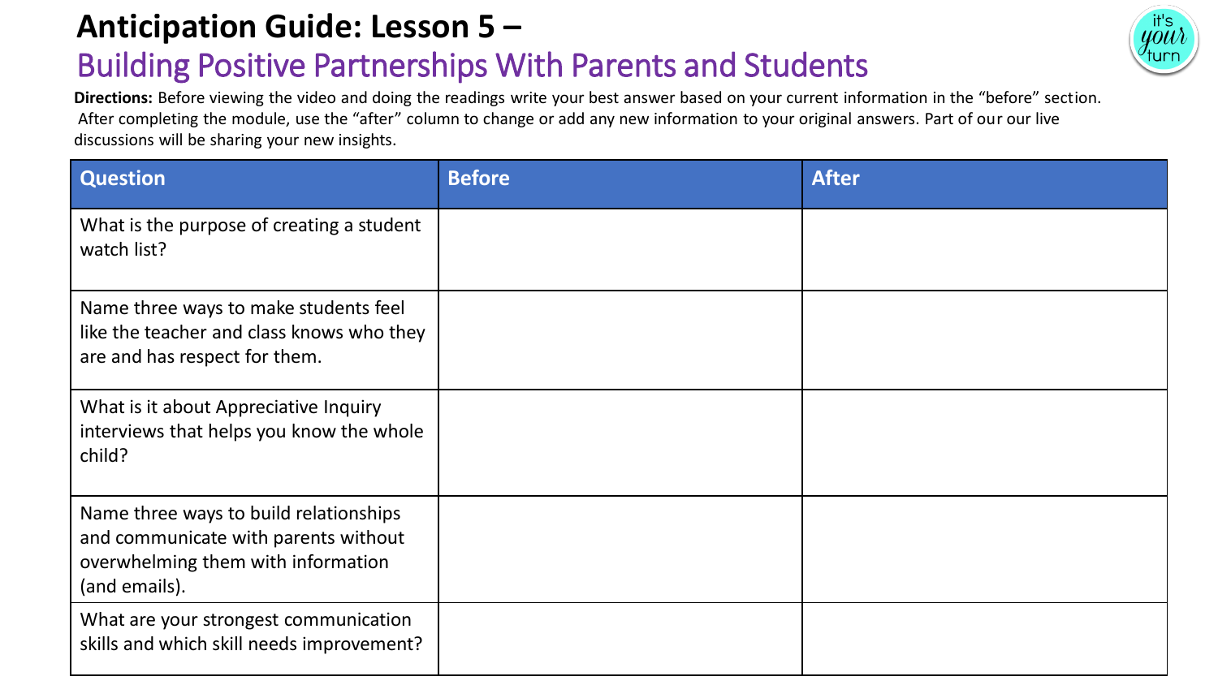# Anticipation Guide: Lesson 5 –

## Building Positive Partnerships With Parents and Students

**Directions:** Before viewing the video and doing the readings write your best answer based on your current information in the "before" section. After completing the module, use the "after" column to change or add any new information to your original answers. Part of our our live discussions will be sharing your new insights.

| Question | Before | After |
|---|---|---|
| What is the purpose of creating a student watch list? | | |
| Name three ways to make students feel like the teacher and class knows who they are and has respect for them. | | |
| What is it about Appreciative Inquiry interviews that helps you know the whole child? | | |
| Name three ways to build relationships and communicate with parents without overwhelming them with information (and emails). | | |
| What are your strongest communication skills and which skill needs improvement? | | |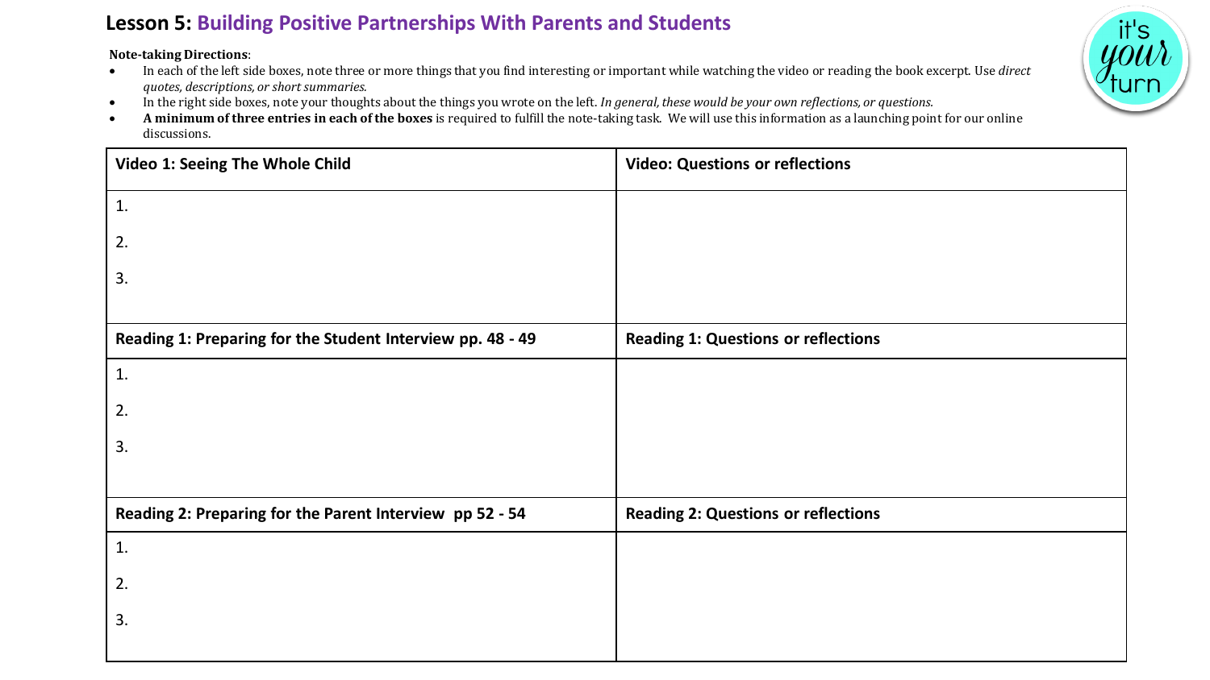# Lesson 5: Building Positive Partnerships With Parents and Students

**Note-taking Directions**:

- In each of the left side boxes, note three or more things that you find interesting or important while watching the video or reading the book excerpt. Use *direct quotes, descriptions, or short summaries.*
- In the right side boxes, note your thoughts about the things you wrote on the left. *In general, these would be your own reflections, or questions.*
- **A minimum of three entries in each of the boxes** is required to fulfill the note-taking task. We will use this information as a launching point for our online discussions.

| **Video 1: Seeing The Whole Child** | **Video: Questions or reflections** |
|---|---|
| 1.<br>2.<br>3. | |
| **Reading 1: Preparing for the Student Interview pp. 48 - 49** | **Reading 1: Questions or reflections** |
| 1.<br>2.<br>3. | |
| **Reading 2: Preparing for the Parent Interview pp 52 - 54** | **Reading 2: Questions or reflections** |
| 1.<br>2.<br>3. | |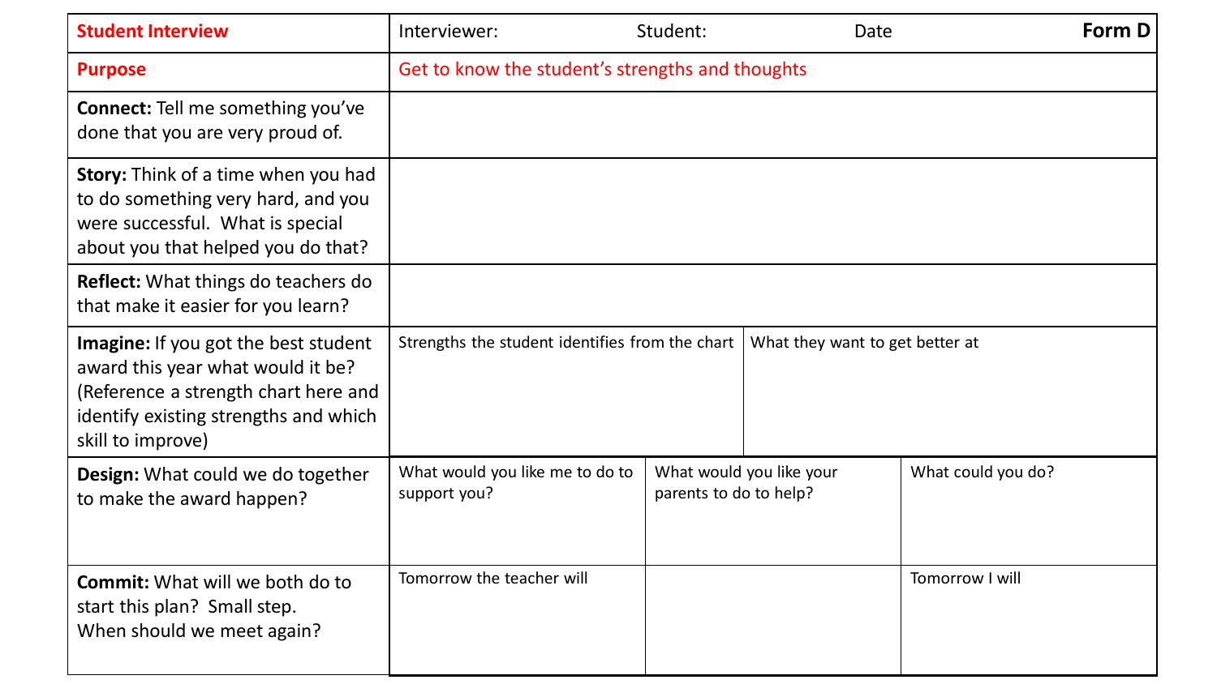| **Student Interview** | Interviewer: | Student: | Date | **Form D** |
|---|---|---|---|---|
| **Purpose** | Get to know the student's strengths and thoughts | | | |
| **Connect:** Tell me something you've done that you are very proud of. | | | | |
| **Story:** Think of a time when you had to do something very hard, and you were successful. What is special about you that helped you do that? | | | | |
| **Reflect:** What things do teachers do that make it easier for you learn? | | | | |
| **Imagine:** If you got the best student award this year what would it be? (Reference a strength chart here and identify existing strengths and which skill to improve) | Strengths the student identifies from the chart | | What they want to get better at | |
| **Design:** What could we do together to make the award happen? | What would you like me to do to support you? | What would you like your parents to do to help? | What could you do? | |
| **Commit:** What will we both do to start this plan? Small step. When should we meet again? | Tomorrow the teacher will | | Tomorrow I will | |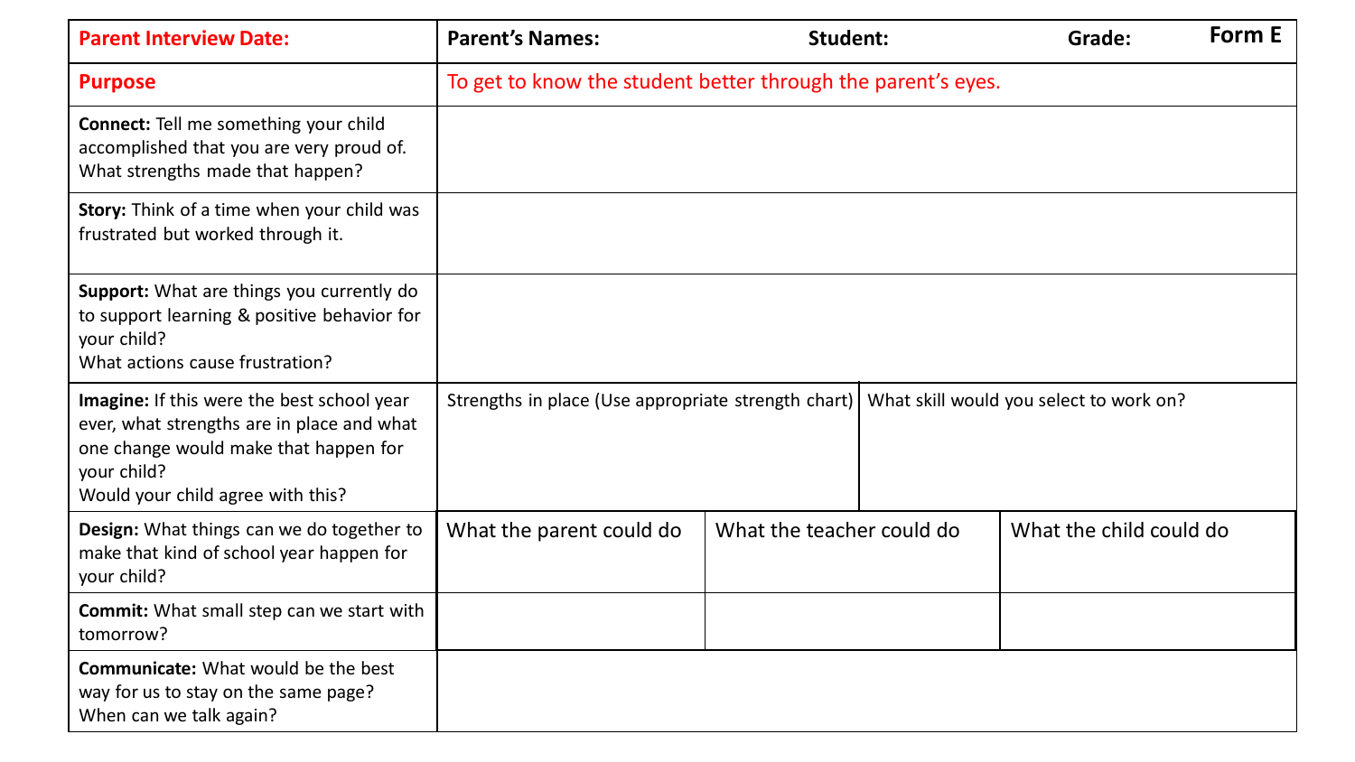| Parent Interview Date: | Parent's Names: | Student: | Grade: Form E |
|---|---|---|---|
| **Purpose** | To get to know the student better through the parent's eyes. | | |
| **Connect:** Tell me something your child accomplished that you are very proud of. What strengths made that happen? | | | |
| **Story:** Think of a time when your child was frustrated but worked through it. | | | |
| **Support:** What are things you currently do to support learning & positive behavior for your child? What actions cause frustration? | | | |
| **Imagine:** If this were the best school year ever, what strengths are in place and what one change would make that happen for your child? Would your child agree with this? | Strengths in place (Use appropriate strength chart) | What skill would you select to work on? | |
| **Design:** What things can we do together to make that kind of school year happen for your child? | What the parent could do | What the teacher could do | What the child could do |
| **Commit:** What small step can we start with tomorrow? | | | |
| **Communicate:** What would be the best way for us to stay on the same page? When can we talk again? | | | |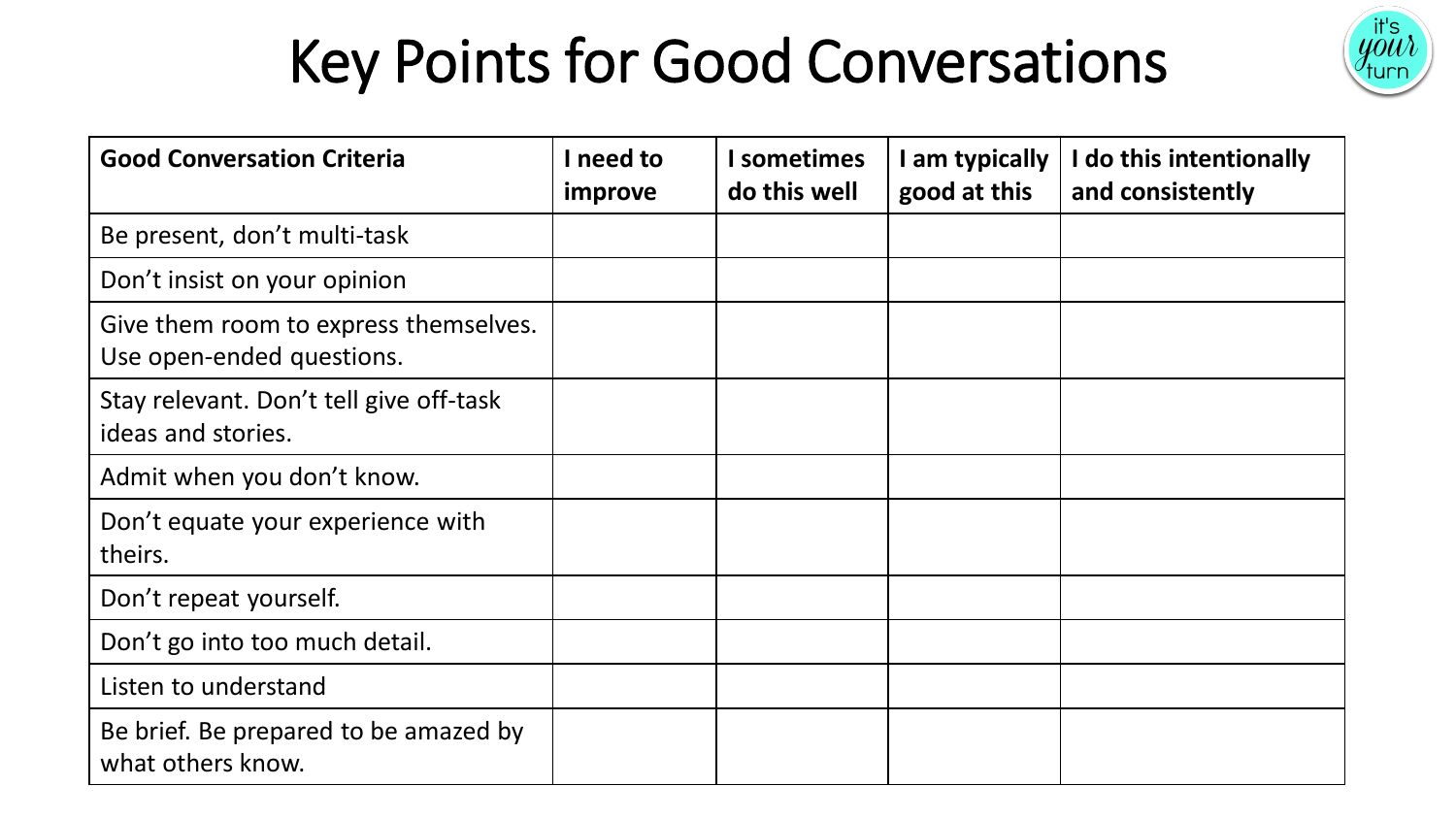# Key Points for Good Conversations

| Good Conversation Criteria | I need to improve | I sometimes do this well | I am typically good at this | I do this intentionally and consistently |
| --- | --- | --- | --- | --- |
| Be present, don't multi-task | | | | |
| Don't insist on your opinion | | | | |
| Give them room to express themselves. Use open-ended questions. | | | | |
| Stay relevant. Don't tell give off-task ideas and stories. | | | | |
| Admit when you don't know. | | | | |
| Don't equate your experience with theirs. | | | | |
| Don't repeat yourself. | | | | |
| Don't go into too much detail. | | | | |
| Listen to understand | | | | |
| Be brief. Be prepared to be amazed by what others know. | | | | |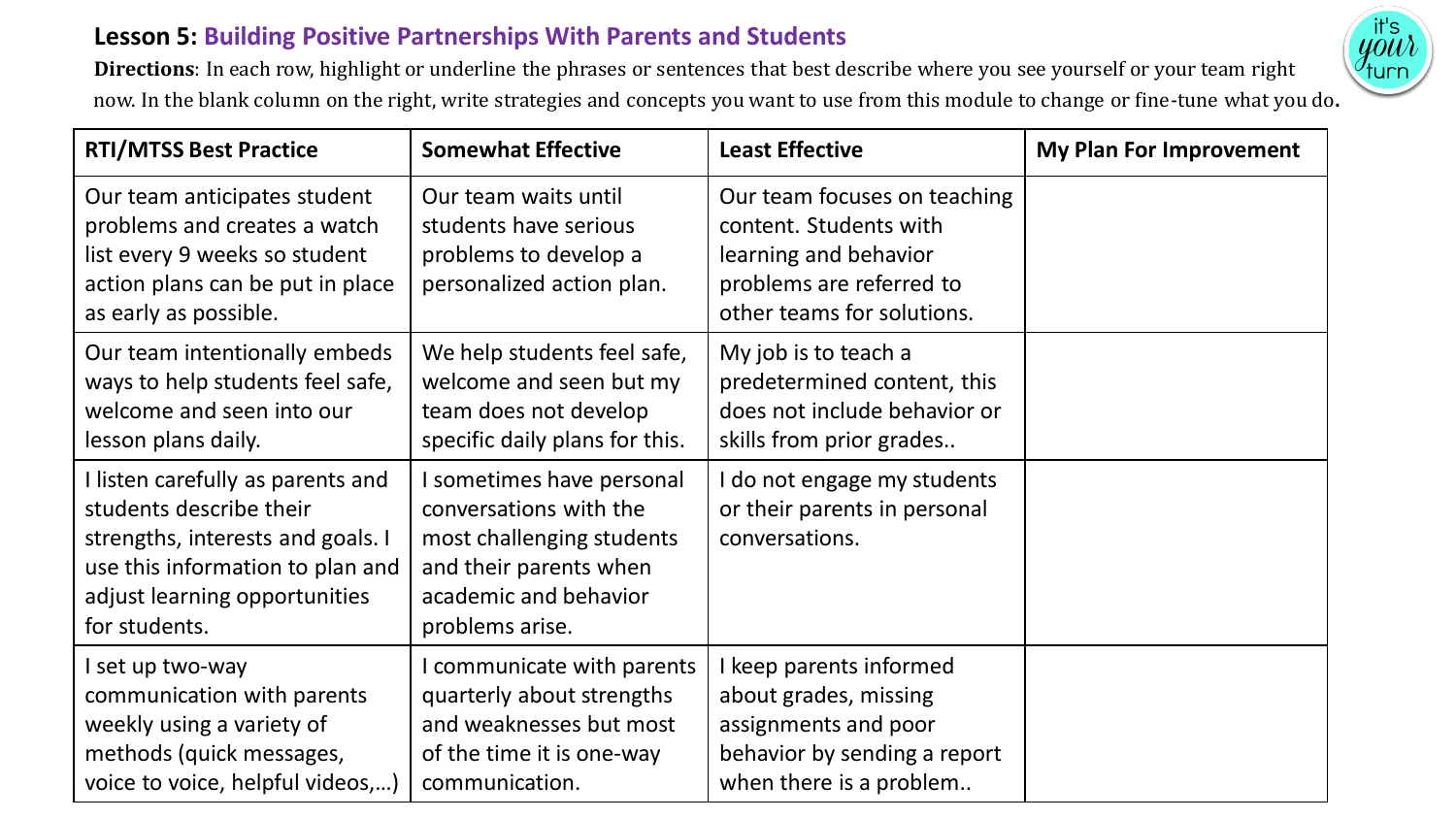## Lesson 5: Building Positive Partnerships With Parents and Students

**Directions**: In each row, highlight or underline the phrases or sentences that best describe where you see yourself or your team right now. In the blank column on the right, write strategies and concepts you want to use from this module to change or fine-tune what you do.

it's your turn

| RTI/MTSS Best Practice | Somewhat Effective | Least Effective | My Plan For Improvement |
|---|---|---|---|
| Our team anticipates student problems and creates a watch list every 9 weeks so student action plans can be put in place as early as possible. | Our team waits until students have serious problems to develop a personalized action plan. | Our team focuses on teaching content. Students with learning and behavior problems are referred to other teams for solutions. | |
| Our team intentionally embeds ways to help students feel safe, welcome and seen into our lesson plans daily. | We help students feel safe, welcome and seen but my team does not develop specific daily plans for this. | My job is to teach a predetermined content, this does not include behavior or skills from prior grades.. | |
| I listen carefully as parents and students describe their strengths, interests and goals. I use this information to plan and adjust learning opportunities for students. | I sometimes have personal conversations with the most challenging students and their parents when academic and behavior problems arise. | I do not engage my students or their parents in personal conversations. | |
| I set up two-way communication with parents weekly using a variety of methods (quick messages, voice to voice, helpful videos,…) | I communicate with parents quarterly about strengths and weaknesses but most of the time it is one-way communication. | I keep parents informed about grades, missing assignments and poor behavior by sending a report when there is a problem.. | |